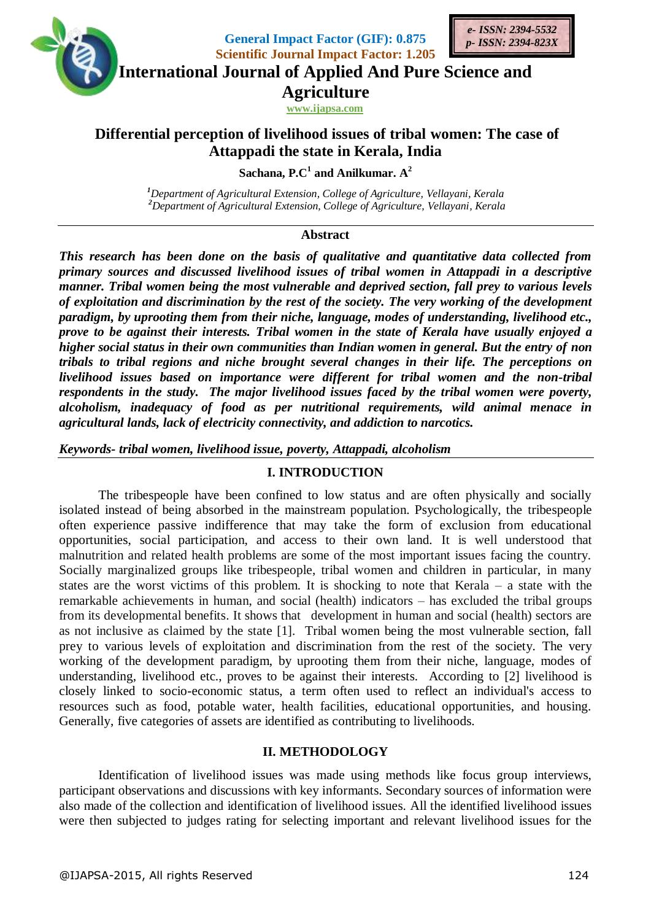General Impact Factor (GIF): 0.875
Scientific Journal Impact Factor: 1.205

e- ISSN: 2394-5532
p- ISSN: 2394-823X

International Journal of Applied And Pure Science and Agriculture

www.ijapsa.com

# Differential perception of livelihood issues of tribal women: The case of Attappadi the state in Kerala, India

**Sachana, P.C[1] and Anilkumar. A[2]**

*[1]Department of Agricultural Extension, College of Agriculture, Vellayani, Kerala*
*[2]Department of Agricultural Extension, College of Agriculture, Vellayani, Kerala*

## Abstract

***This research has been done on the basis of qualitative and quantitative data collected from primary sources and discussed livelihood issues of tribal women in Attappadi in a descriptive manner. Tribal women being the most vulnerable and deprived section, fall prey to various levels of exploitation and discrimination by the rest of the society. The very working of the development paradigm, by uprooting them from their niche, language, modes of understanding, livelihood etc., prove to be against their interests. Tribal women in the state of Kerala have usually enjoyed a higher social status in their own communities than Indian women in general. But the entry of non tribals to tribal regions and niche brought several changes in their life. The perceptions on livelihood issues based on importance were different for tribal women and the non-tribal respondents in the study. The major livelihood issues faced by the tribal women were poverty, alcoholism, inadequacy of food as per nutritional requirements, wild animal menace in agricultural lands, lack of electricity connectivity, and addiction to narcotics.***

***Keywords- tribal women, livelihood issue, poverty, Attappadi, alcoholism***

## I. INTRODUCTION

The tribespeople have been confined to low status and are often physically and socially isolated instead of being absorbed in the mainstream population. Psychologically, the tribespeople often experience passive indifference that may take the form of exclusion from educational opportunities, social participation, and access to their own land. It is well understood that malnutrition and related health problems are some of the most important issues facing the country. Socially marginalized groups like tribespeople, tribal women and children in particular, in many states are the worst victims of this problem. It is shocking to note that Kerala – a state with the remarkable achievements in human, and social (health) indicators – has excluded the tribal groups from its developmental benefits. It shows that development in human and social (health) sectors are as not inclusive as claimed by the state [1]. Tribal women being the most vulnerable section, fall prey to various levels of exploitation and discrimination from the rest of the society. The very working of the development paradigm, by uprooting them from their niche, language, modes of understanding, livelihood etc., proves to be against their interests. According to [2] livelihood is closely linked to socio-economic status, a term often used to reflect an individual's access to resources such as food, potable water, health facilities, educational opportunities, and housing. Generally, five categories of assets are identified as contributing to livelihoods.

## II. METHODOLOGY

Identification of livelihood issues was made using methods like focus group interviews, participant observations and discussions with key informants. Secondary sources of information were also made of the collection and identification of livelihood issues. All the identified livelihood issues were then subjected to judges rating for selecting important and relevant livelihood issues for the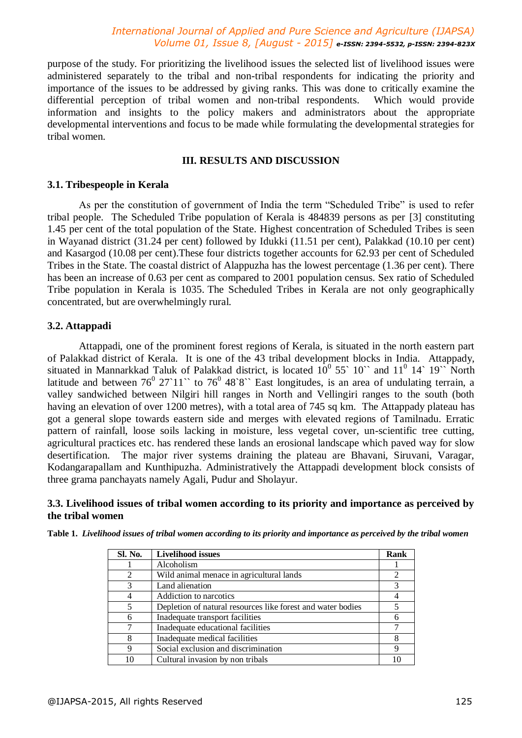purpose of the study. For prioritizing the livelihood issues the selected list of livelihood issues were administered separately to the tribal and non-tribal respondents for indicating the priority and importance of the issues to be addressed by giving ranks. This was done to critically examine the differential perception of tribal women and non-tribal respondents. Which would provide information and insights to the policy makers and administrators about the appropriate developmental interventions and focus to be made while formulating the developmental strategies for tribal women.

## III. RESULTS AND DISCUSSION

### 3.1. Tribespeople in Kerala

As per the constitution of government of India the term "Scheduled Tribe" is used to refer tribal people. The Scheduled Tribe population of Kerala is 484839 persons as per [3] constituting 1.45 per cent of the total population of the State. Highest concentration of Scheduled Tribes is seen in Wayanad district (31.24 per cent) followed by Idukki (11.51 per cent), Palakkad (10.10 per cent) and Kasargod (10.08 per cent).These four districts together accounts for 62.93 per cent of Scheduled Tribes in the State. The coastal district of Alappuzha has the lowest percentage (1.36 per cent). There has been an increase of 0.63 per cent as compared to 2001 population census. Sex ratio of Scheduled Tribe population in Kerala is 1035. The Scheduled Tribes in Kerala are not only geographically concentrated, but are overwhelmingly rural.

### 3.2. Attappadi

Attappadi, one of the prominent forest regions of Kerala, is situated in the north eastern part of Palakkad district of Kerala. It is one of the 43 tribal development blocks in India. Attappady, situated in Mannarkkad Taluk of Palakkad district, is located $10^{0}$ 55` 10`` and $11^{0}$ 14` 19`` North latitude and between $76^{0}$ 27`11`` to $76^{0}$ 48`8`` East longitudes, is an area of undulating terrain, a valley sandwiched between Nilgiri hill ranges in North and Vellingiri ranges to the south (both having an elevation of over 1200 metres), with a total area of 745 sq km. The Attappady plateau has got a general slope towards eastern side and merges with elevated regions of Tamilnadu. Erratic pattern of rainfall, loose soils lacking in moisture, less vegetal cover, un-scientific tree cutting, agricultural practices etc. has rendered these lands an erosional landscape which paved way for slow desertification. The major river systems draining the plateau are Bhavani, Siruvani, Varagar, Kodangarapallam and Kunthipuzha. Administratively the Attappadi development block consists of three grama panchayats namely Agali, Pudur and Sholayur.

### 3.3. Livelihood issues of tribal women according to its priority and importance as perceived by the tribal women

**Table 1.** ***Livelihood issues of tribal women according to its priority and importance as perceived by the tribal women***

| Sl. No. | Livelihood issues | Rank |
|---|---|---|
| 1 | Alcoholism | 1 |
| 2 | Wild animal menace in agricultural lands | 2 |
| 3 | Land alienation | 3 |
| 4 | Addiction to narcotics | 4 |
| 5 | Depletion of natural resources like forest and water bodies | 5 |
| 6 | Inadequate transport facilities | 6 |
| 7 | Inadequate educational facilities | 7 |
| 8 | Inadequate medical facilities | 8 |
| 9 | Social exclusion and discrimination | 9 |
| 10 | Cultural invasion by non tribals | 10 |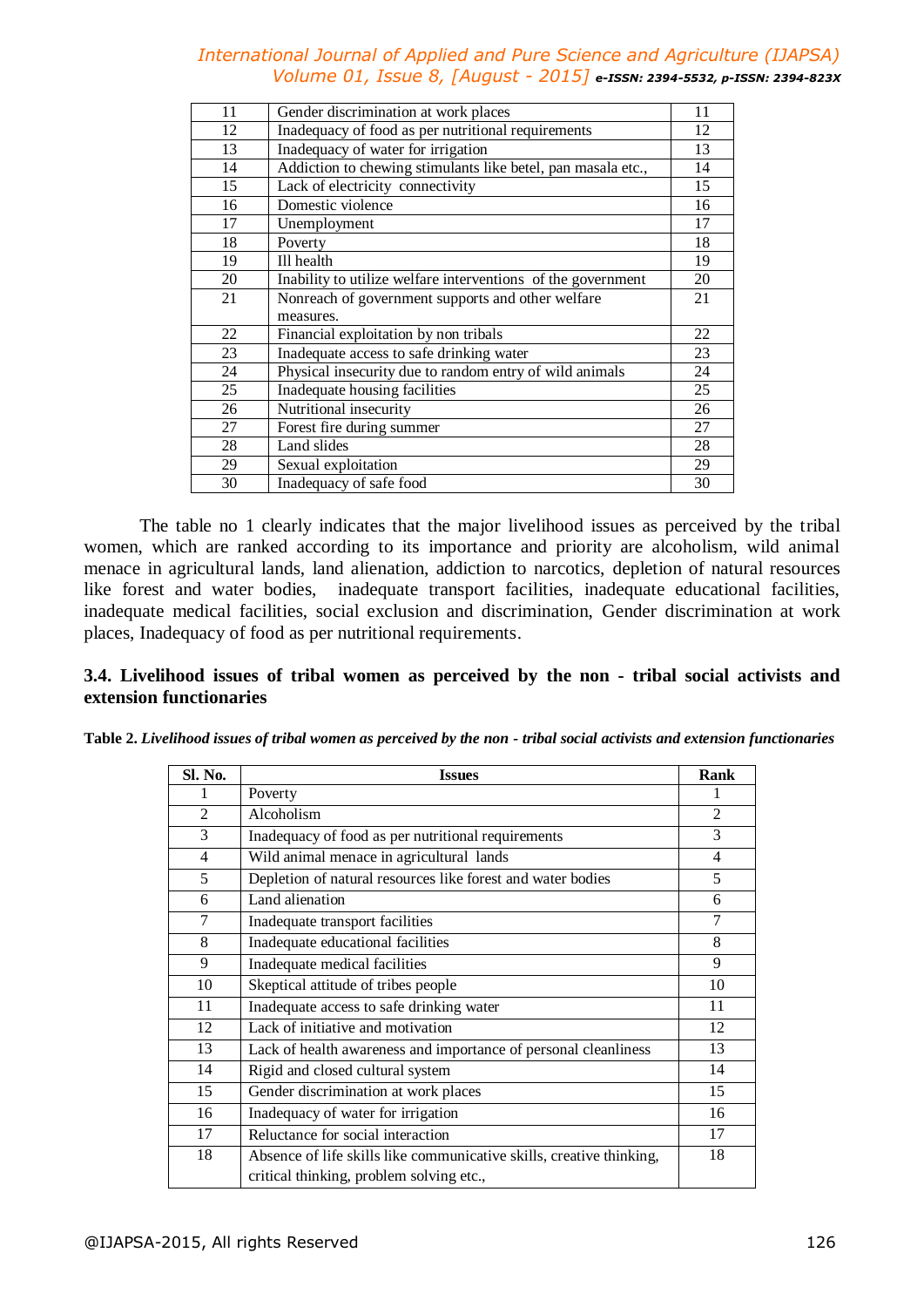| | | |
|---|---|---|
| 11 | Gender discrimination at work places | 11 |
| 12 | Inadequacy of food as per nutritional requirements | 12 |
| 13 | Inadequacy of water for irrigation | 13 |
| 14 | Addiction to chewing stimulants like betel, pan masala etc., | 14 |
| 15 | Lack of electricity connectivity | 15 |
| 16 | Domestic violence | 16 |
| 17 | Unemployment | 17 |
| 18 | Poverty | 18 |
| 19 | Ill health | 19 |
| 20 | Inability to utilize welfare interventions of the government | 20 |
| 21 | Nonreach of government supports and other welfare measures. | 21 |
| 22 | Financial exploitation by non tribals | 22 |
| 23 | Inadequate access to safe drinking water | 23 |
| 24 | Physical insecurity due to random entry of wild animals | 24 |
| 25 | Inadequate housing facilities | 25 |
| 26 | Nutritional insecurity | 26 |
| 27 | Forest fire during summer | 27 |
| 28 | Land slides | 28 |
| 29 | Sexual exploitation | 29 |
| 30 | Inadequacy of safe food | 30 |

The table no 1 clearly indicates that the major livelihood issues as perceived by the tribal women, which are ranked according to its importance and priority are alcoholism, wild animal menace in agricultural lands, land alienation, addiction to narcotics, depletion of natural resources like forest and water bodies, inadequate transport facilities, inadequate educational facilities, inadequate medical facilities, social exclusion and discrimination, Gender discrimination at work places, Inadequacy of food as per nutritional requirements.

### 3.4. Livelihood issues of tribal women as perceived by the non - tribal social activists and extension functionaries

**Table 2.** ***Livelihood issues of tribal women as perceived by the non - tribal social activists and extension functionaries***

| Sl. No. | Issues | Rank |
|---|---|---|
| 1 | Poverty | 1 |
| 2 | Alcoholism | 2 |
| 3 | Inadequacy of food as per nutritional requirements | 3 |
| 4 | Wild animal menace in agricultural lands | 4 |
| 5 | Depletion of natural resources like forest and water bodies | 5 |
| 6 | Land alienation | 6 |
| 7 | Inadequate transport facilities | 7 |
| 8 | Inadequate educational facilities | 8 |
| 9 | Inadequate medical facilities | 9 |
| 10 | Skeptical attitude of tribes people | 10 |
| 11 | Inadequate access to safe drinking water | 11 |
| 12 | Lack of initiative and motivation | 12 |
| 13 | Lack of health awareness and importance of personal cleanliness | 13 |
| 14 | Rigid and closed cultural system | 14 |
| 15 | Gender discrimination at work places | 15 |
| 16 | Inadequacy of water for irrigation | 16 |
| 17 | Reluctance for social interaction | 17 |
| 18 | Absence of life skills like communicative skills, creative thinking, critical thinking, problem solving etc., | 18 |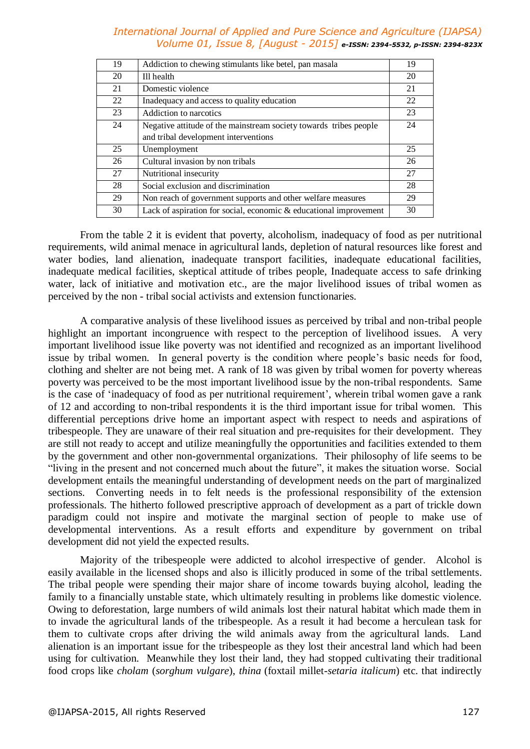| 19 | Addiction to chewing stimulants like betel, pan masala | 19 |
|---|---|---|
| 20 | Ill health | 20 |
| 21 | Domestic violence | 21 |
| 22 | Inadequacy and access to quality education | 22 |
| 23 | Addiction to narcotics | 23 |
| 24 | Negative attitude of the mainstream society towards tribes people and tribal development interventions | 24 |
| 25 | Unemployment | 25 |
| 26 | Cultural invasion by non tribals | 26 |
| 27 | Nutritional insecurity | 27 |
| 28 | Social exclusion and discrimination | 28 |
| 29 | Non reach of government supports and other welfare measures | 29 |
| 30 | Lack of aspiration for social, economic & educational improvement | 30 |

From the table 2 it is evident that poverty, alcoholism, inadequacy of food as per nutritional requirements, wild animal menace in agricultural lands, depletion of natural resources like forest and water bodies, land alienation, inadequate transport facilities, inadequate educational facilities, inadequate medical facilities, skeptical attitude of tribes people, Inadequate access to safe drinking water, lack of initiative and motivation etc., are the major livelihood issues of tribal women as perceived by the non - tribal social activists and extension functionaries.

A comparative analysis of these livelihood issues as perceived by tribal and non-tribal people highlight an important incongruence with respect to the perception of livelihood issues. A very important livelihood issue like poverty was not identified and recognized as an important livelihood issue by tribal women. In general poverty is the condition where people's basic needs for food, clothing and shelter are not being met. A rank of 18 was given by tribal women for poverty whereas poverty was perceived to be the most important livelihood issue by the non-tribal respondents. Same is the case of 'inadequacy of food as per nutritional requirement', wherein tribal women gave a rank of 12 and according to non-tribal respondents it is the third important issue for tribal women. This differential perceptions drive home an important aspect with respect to needs and aspirations of tribespeople. They are unaware of their real situation and pre-requisites for their development. They are still not ready to accept and utilize meaningfully the opportunities and facilities extended to them by the government and other non-governmental organizations. Their philosophy of life seems to be "living in the present and not concerned much about the future", it makes the situation worse. Social development entails the meaningful understanding of development needs on the part of marginalized sections. Converting needs in to felt needs is the professional responsibility of the extension professionals. The hitherto followed prescriptive approach of development as a part of trickle down paradigm could not inspire and motivate the marginal section of people to make use of developmental interventions. As a result efforts and expenditure by government on tribal development did not yield the expected results.

Majority of the tribespeople were addicted to alcohol irrespective of gender. Alcohol is easily available in the licensed shops and also is illicitly produced in some of the tribal settlements. The tribal people were spending their major share of income towards buying alcohol, leading the family to a financially unstable state, which ultimately resulting in problems like domestic violence. Owing to deforestation, large numbers of wild animals lost their natural habitat which made them in to invade the agricultural lands of the tribespeople. As a result it had become a herculean task for them to cultivate crops after driving the wild animals away from the agricultural lands. Land alienation is an important issue for the tribespeople as they lost their ancestral land which had been using for cultivation. Meanwhile they lost their land, they had stopped cultivating their traditional food crops like *cholam* (*sorghum vulgare*), *thina* (foxtail millet-*setaria italicum*) etc. that indirectly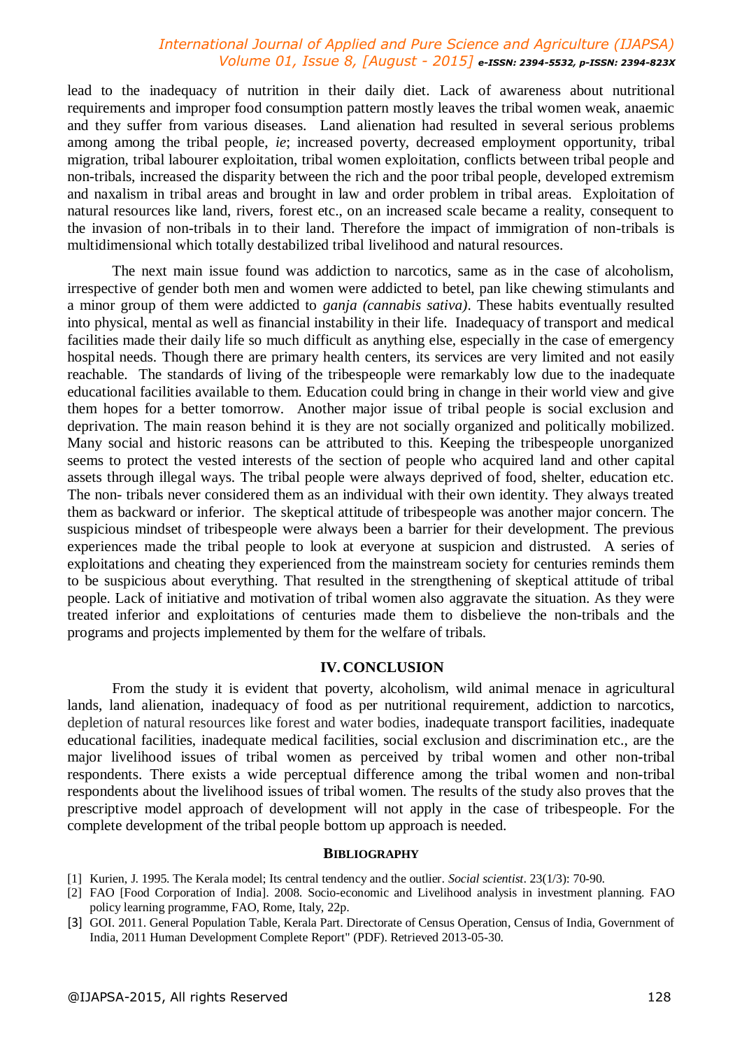lead to the inadequacy of nutrition in their daily diet. Lack of awareness about nutritional requirements and improper food consumption pattern mostly leaves the tribal women weak, anaemic and they suffer from various diseases. Land alienation had resulted in several serious problems among among the tribal people, *ie*; increased poverty, decreased employment opportunity, tribal migration, tribal labourer exploitation, tribal women exploitation, conflicts between tribal people and non-tribals, increased the disparity between the rich and the poor tribal people, developed extremism and naxalism in tribal areas and brought in law and order problem in tribal areas. Exploitation of natural resources like land, rivers, forest etc., on an increased scale became a reality, consequent to the invasion of non-tribals in to their land. Therefore the impact of immigration of non-tribals is multidimensional which totally destabilized tribal livelihood and natural resources.

The next main issue found was addiction to narcotics, same as in the case of alcoholism, irrespective of gender both men and women were addicted to betel, pan like chewing stimulants and a minor group of them were addicted to *ganja (cannabis sativa)*. These habits eventually resulted into physical, mental as well as financial instability in their life. Inadequacy of transport and medical facilities made their daily life so much difficult as anything else, especially in the case of emergency hospital needs. Though there are primary health centers, its services are very limited and not easily reachable. The standards of living of the tribespeople were remarkably low due to the inadequate educational facilities available to them. Education could bring in change in their world view and give them hopes for a better tomorrow. Another major issue of tribal people is social exclusion and deprivation. The main reason behind it is they are not socially organized and politically mobilized. Many social and historic reasons can be attributed to this. Keeping the tribespeople unorganized seems to protect the vested interests of the section of people who acquired land and other capital assets through illegal ways. The tribal people were always deprived of food, shelter, education etc. The non- tribals never considered them as an individual with their own identity. They always treated them as backward or inferior. The skeptical attitude of tribespeople was another major concern. The suspicious mindset of tribespeople were always been a barrier for their development. The previous experiences made the tribal people to look at everyone at suspicion and distrusted. A series of exploitations and cheating they experienced from the mainstream society for centuries reminds them to be suspicious about everything. That resulted in the strengthening of skeptical attitude of tribal people. Lack of initiative and motivation of tribal women also aggravate the situation. As they were treated inferior and exploitations of centuries made them to disbelieve the non-tribals and the programs and projects implemented by them for the welfare of tribals.

## IV. CONCLUSION

From the study it is evident that poverty, alcoholism, wild animal menace in agricultural lands, land alienation, inadequacy of food as per nutritional requirement, addiction to narcotics, depletion of natural resources like forest and water bodies, inadequate transport facilities, inadequate educational facilities, inadequate medical facilities, social exclusion and discrimination etc., are the major livelihood issues of tribal women as perceived by tribal women and other non-tribal respondents. There exists a wide perceptual difference among the tribal women and non-tribal respondents about the livelihood issues of tribal women. The results of the study also proves that the prescriptive model approach of development will not apply in the case of tribespeople. For the complete development of the tribal people bottom up approach is needed.

## BIBLIOGRAPHY

[1] Kurien, J. 1995. The Kerala model; Its central tendency and the outlier. *Social scientist*. 23(1/3): 70-90.

[2] FAO [Food Corporation of India]. 2008. Socio-economic and Livelihood analysis in investment planning. FAO policy learning programme, FAO, Rome, Italy, 22p.

[3] GOI. 2011. General Population Table, Kerala Part. Directorate of Census Operation, Census of India, Government of India, 2011 Human Development Complete Report" (PDF). Retrieved 2013-05-30.